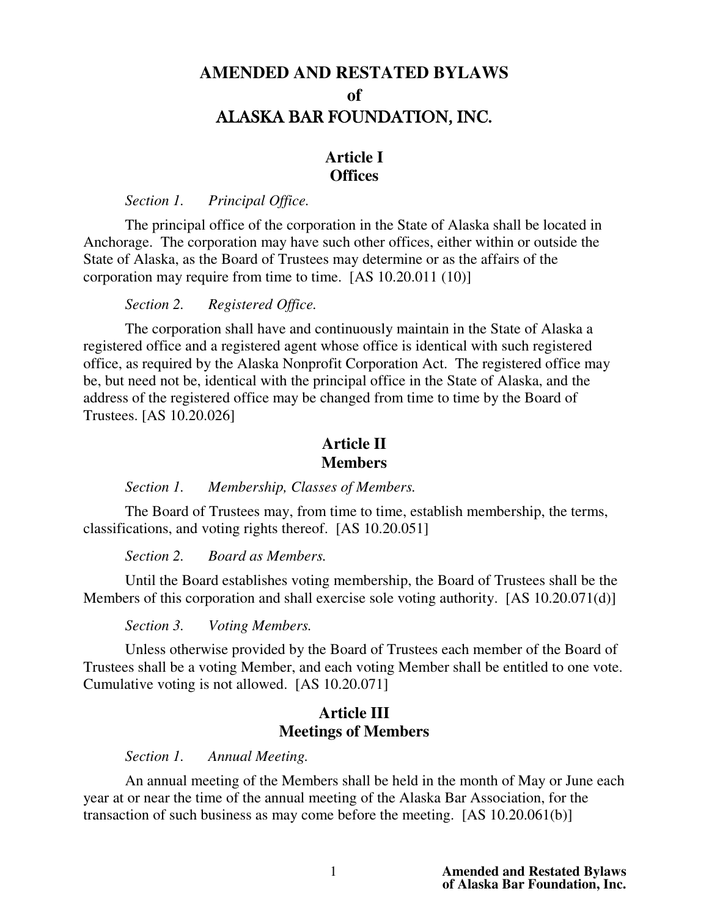# AMENDED AND RESTATED BYLAWS
# of
# ALASKA BAR FOUNDATION, INC.

## Article I
## Offices

*Section 1. Principal Office.*

The principal office of the corporation in the State of Alaska shall be located in Anchorage. The corporation may have such other offices, either within or outside the State of Alaska, as the Board of Trustees may determine or as the affairs of the corporation may require from time to time. [AS 10.20.011 (10)]

*Section 2. Registered Office.*

The corporation shall have and continuously maintain in the State of Alaska a registered office and a registered agent whose office is identical with such registered office, as required by the Alaska Nonprofit Corporation Act. The registered office may be, but need not be, identical with the principal office in the State of Alaska, and the address of the registered office may be changed from time to time by the Board of Trustees. [AS 10.20.026]

## Article II
## Members

*Section 1. Membership, Classes of Members.*

The Board of Trustees may, from time to time, establish membership, the terms, classifications, and voting rights thereof. [AS 10.20.051]

*Section 2. Board as Members.*

Until the Board establishes voting membership, the Board of Trustees shall be the Members of this corporation and shall exercise sole voting authority. [AS 10.20.071(d)]

*Section 3. Voting Members.*

Unless otherwise provided by the Board of Trustees each member of the Board of Trustees shall be a voting Member, and each voting Member shall be entitled to one vote. Cumulative voting is not allowed. [AS 10.20.071]

## Article III
## Meetings of Members

*Section 1. Annual Meeting.*

An annual meeting of the Members shall be held in the month of May or June each year at or near the time of the annual meeting of the Alaska Bar Association, for the transaction of such business as may come before the meeting. [AS 10.20.061(b)]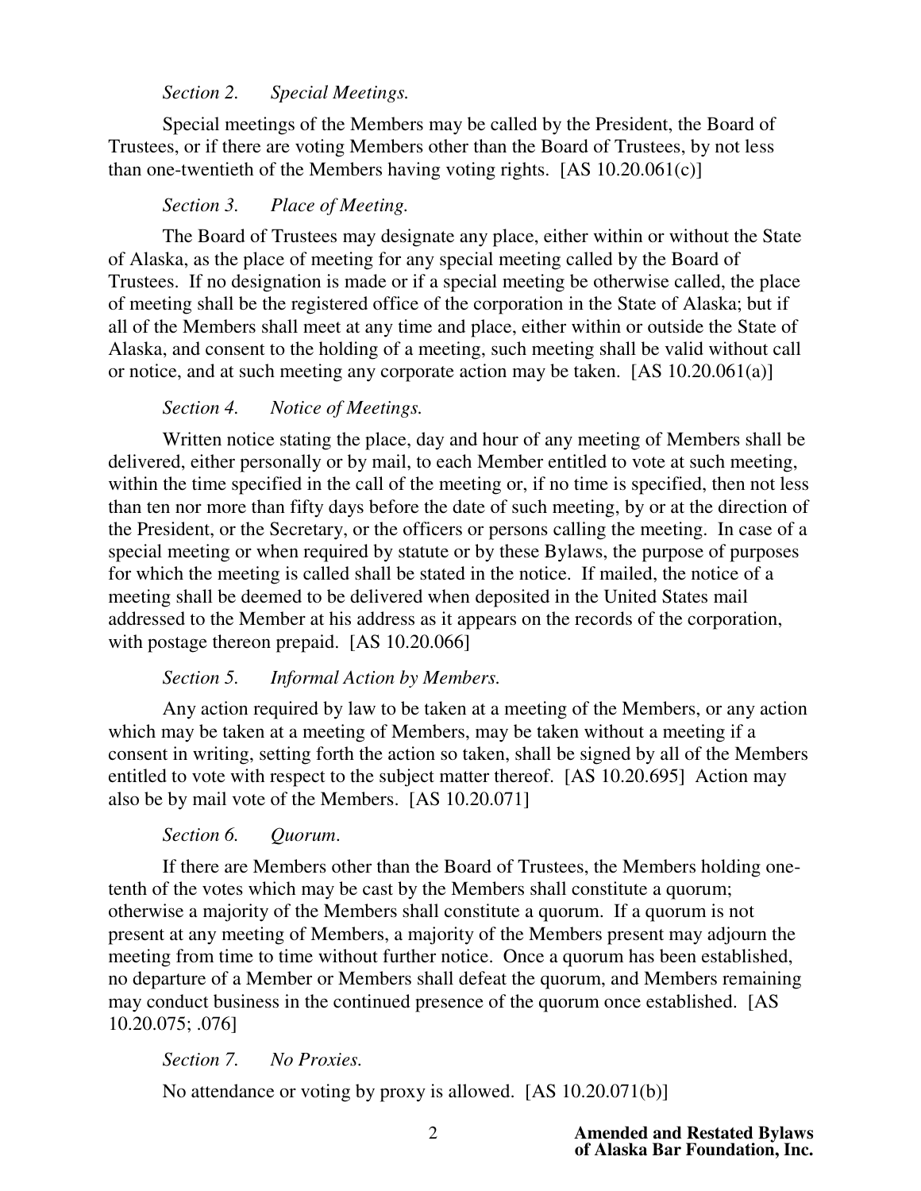*Section 2. Special Meetings.*

Special meetings of the Members may be called by the President, the Board of Trustees, or if there are voting Members other than the Board of Trustees, by not less than one-twentieth of the Members having voting rights. [AS 10.20.061(c)]

*Section 3. Place of Meeting.*

The Board of Trustees may designate any place, either within or without the State of Alaska, as the place of meeting for any special meeting called by the Board of Trustees. If no designation is made or if a special meeting be otherwise called, the place of meeting shall be the registered office of the corporation in the State of Alaska; but if all of the Members shall meet at any time and place, either within or outside the State of Alaska, and consent to the holding of a meeting, such meeting shall be valid without call or notice, and at such meeting any corporate action may be taken. [AS 10.20.061(a)]

*Section 4. Notice of Meetings.*

Written notice stating the place, day and hour of any meeting of Members shall be delivered, either personally or by mail, to each Member entitled to vote at such meeting, within the time specified in the call of the meeting or, if no time is specified, then not less than ten nor more than fifty days before the date of such meeting, by or at the direction of the President, or the Secretary, or the officers or persons calling the meeting. In case of a special meeting or when required by statute or by these Bylaws, the purpose of purposes for which the meeting is called shall be stated in the notice. If mailed, the notice of a meeting shall be deemed to be delivered when deposited in the United States mail addressed to the Member at his address as it appears on the records of the corporation, with postage thereon prepaid. [AS 10.20.066]

*Section 5. Informal Action by Members.*

Any action required by law to be taken at a meeting of the Members, or any action which may be taken at a meeting of Members, may be taken without a meeting if a consent in writing, setting forth the action so taken, shall be signed by all of the Members entitled to vote with respect to the subject matter thereof. [AS 10.20.695] Action may also be by mail vote of the Members. [AS 10.20.071]

*Section 6. Quorum.*

If there are Members other than the Board of Trustees, the Members holding one-tenth of the votes which may be cast by the Members shall constitute a quorum; otherwise a majority of the Members shall constitute a quorum. If a quorum is not present at any meeting of Members, a majority of the Members present may adjourn the meeting from time to time without further notice. Once a quorum has been established, no departure of a Member or Members shall defeat the quorum, and Members remaining may conduct business in the continued presence of the quorum once established. [AS 10.20.075; .076]

*Section 7. No Proxies.*

No attendance or voting by proxy is allowed. [AS 10.20.071(b)]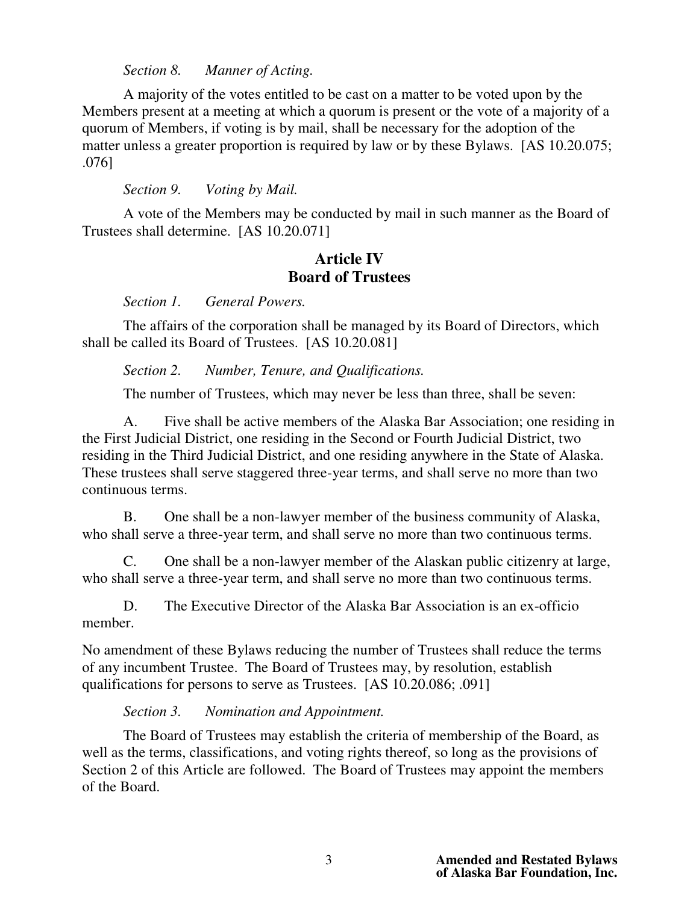*Section 8. Manner of Acting.*

A majority of the votes entitled to be cast on a matter to be voted upon by the Members present at a meeting at which a quorum is present or the vote of a majority of a quorum of Members, if voting is by mail, shall be necessary for the adoption of the matter unless a greater proportion is required by law or by these Bylaws. [AS 10.20.075; .076]

*Section 9. Voting by Mail.*

A vote of the Members may be conducted by mail in such manner as the Board of Trustees shall determine. [AS 10.20.071]

## Article IV
## Board of Trustees

*Section 1. General Powers.*

The affairs of the corporation shall be managed by its Board of Directors, which shall be called its Board of Trustees. [AS 10.20.081]

*Section 2. Number, Tenure, and Qualifications.*

The number of Trustees, which may never be less than three, shall be seven:

A. Five shall be active members of the Alaska Bar Association; one residing in the First Judicial District, one residing in the Second or Fourth Judicial District, two residing in the Third Judicial District, and one residing anywhere in the State of Alaska. These trustees shall serve staggered three-year terms, and shall serve no more than two continuous terms.

B. One shall be a non-lawyer member of the business community of Alaska, who shall serve a three-year term, and shall serve no more than two continuous terms.

C. One shall be a non-lawyer member of the Alaskan public citizenry at large, who shall serve a three-year term, and shall serve no more than two continuous terms.

D. The Executive Director of the Alaska Bar Association is an ex-officio member.

No amendment of these Bylaws reducing the number of Trustees shall reduce the terms of any incumbent Trustee. The Board of Trustees may, by resolution, establish qualifications for persons to serve as Trustees. [AS 10.20.086; .091]

*Section 3. Nomination and Appointment.*

The Board of Trustees may establish the criteria of membership of the Board, as well as the terms, classifications, and voting rights thereof, so long as the provisions of Section 2 of this Article are followed. The Board of Trustees may appoint the members of the Board.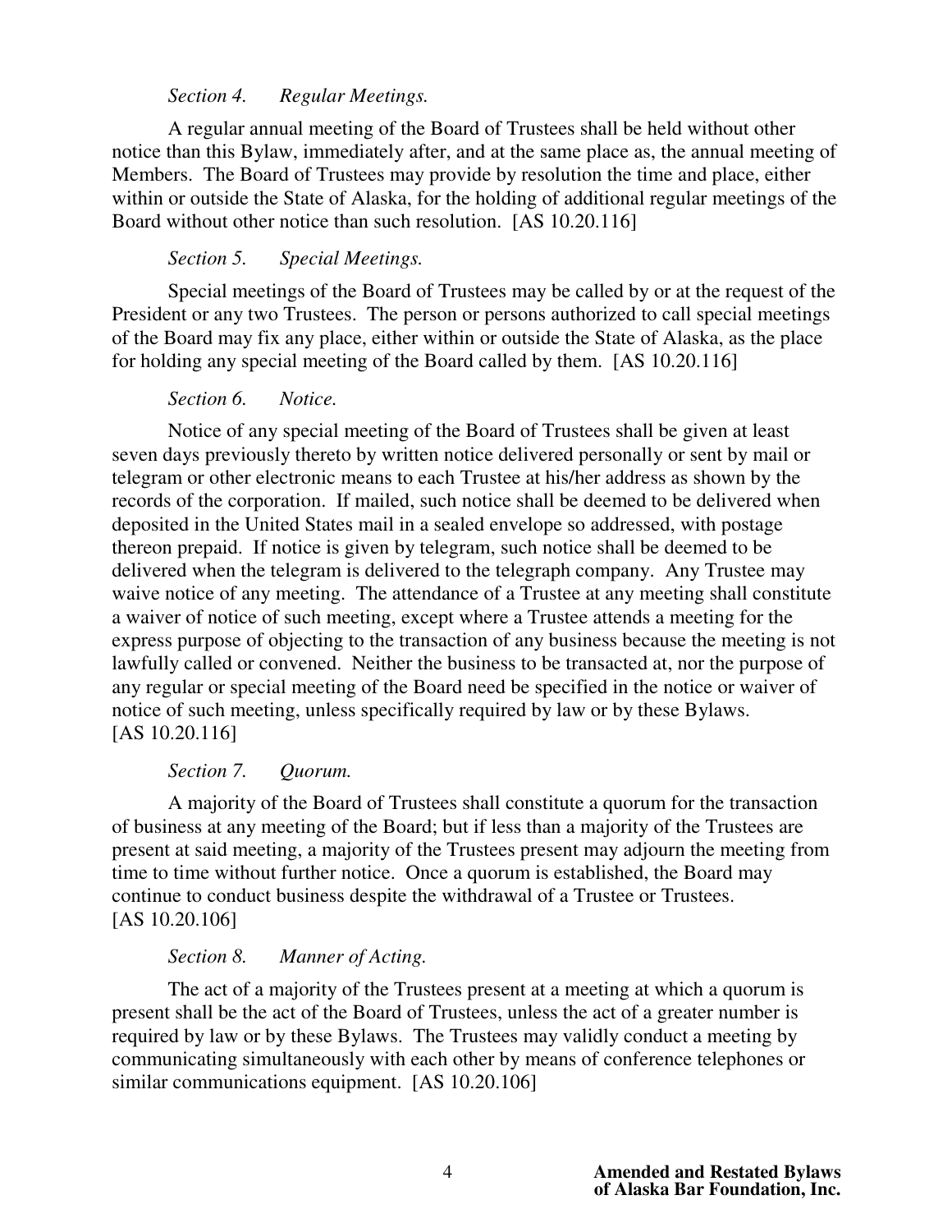*Section 4. Regular Meetings.*

A regular annual meeting of the Board of Trustees shall be held without other notice than this Bylaw, immediately after, and at the same place as, the annual meeting of Members. The Board of Trustees may provide by resolution the time and place, either within or outside the State of Alaska, for the holding of additional regular meetings of the Board without other notice than such resolution. [AS 10.20.116]

*Section 5. Special Meetings.*

Special meetings of the Board of Trustees may be called by or at the request of the President or any two Trustees. The person or persons authorized to call special meetings of the Board may fix any place, either within or outside the State of Alaska, as the place for holding any special meeting of the Board called by them. [AS 10.20.116]

*Section 6. Notice.*

Notice of any special meeting of the Board of Trustees shall be given at least seven days previously thereto by written notice delivered personally or sent by mail or telegram or other electronic means to each Trustee at his/her address as shown by the records of the corporation. If mailed, such notice shall be deemed to be delivered when deposited in the United States mail in a sealed envelope so addressed, with postage thereon prepaid. If notice is given by telegram, such notice shall be deemed to be delivered when the telegram is delivered to the telegraph company. Any Trustee may waive notice of any meeting. The attendance of a Trustee at any meeting shall constitute a waiver of notice of such meeting, except where a Trustee attends a meeting for the express purpose of objecting to the transaction of any business because the meeting is not lawfully called or convened. Neither the business to be transacted at, nor the purpose of any regular or special meeting of the Board need be specified in the notice or waiver of notice of such meeting, unless specifically required by law or by these Bylaws. [AS 10.20.116]

*Section 7. Quorum.*

A majority of the Board of Trustees shall constitute a quorum for the transaction of business at any meeting of the Board; but if less than a majority of the Trustees are present at said meeting, a majority of the Trustees present may adjourn the meeting from time to time without further notice. Once a quorum is established, the Board may continue to conduct business despite the withdrawal of a Trustee or Trustees. [AS 10.20.106]

*Section 8. Manner of Acting.*

The act of a majority of the Trustees present at a meeting at which a quorum is present shall be the act of the Board of Trustees, unless the act of a greater number is required by law or by these Bylaws. The Trustees may validly conduct a meeting by communicating simultaneously with each other by means of conference telephones or similar communications equipment. [AS 10.20.106]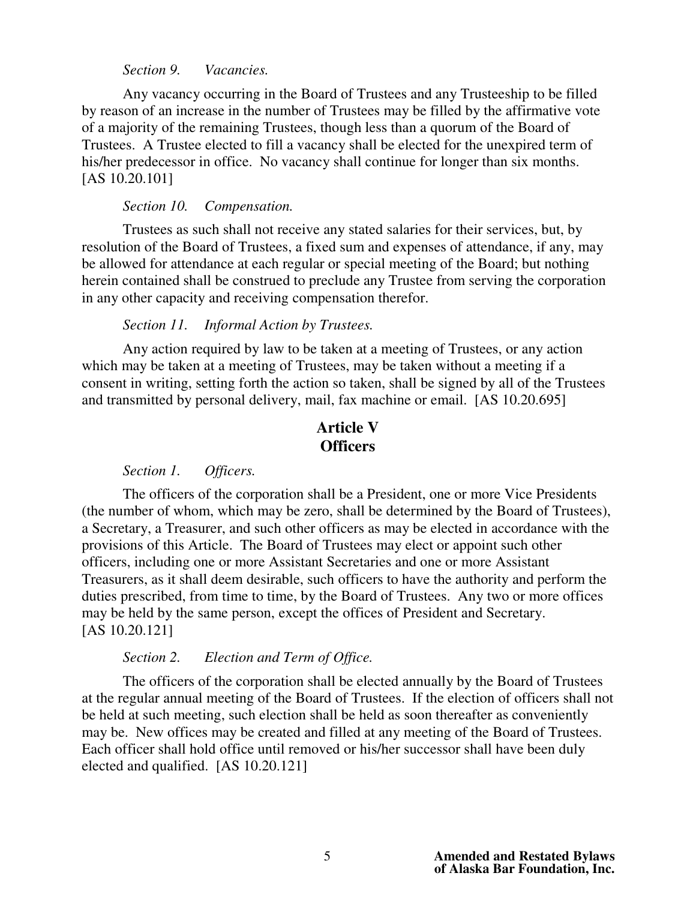*Section 9. Vacancies.*

Any vacancy occurring in the Board of Trustees and any Trusteeship to be filled by reason of an increase in the number of Trustees may be filled by the affirmative vote of a majority of the remaining Trustees, though less than a quorum of the Board of Trustees. A Trustee elected to fill a vacancy shall be elected for the unexpired term of his/her predecessor in office. No vacancy shall continue for longer than six months. [AS 10.20.101]

*Section 10. Compensation.*

Trustees as such shall not receive any stated salaries for their services, but, by resolution of the Board of Trustees, a fixed sum and expenses of attendance, if any, may be allowed for attendance at each regular or special meeting of the Board; but nothing herein contained shall be construed to preclude any Trustee from serving the corporation in any other capacity and receiving compensation therefor.

*Section 11. Informal Action by Trustees.*

Any action required by law to be taken at a meeting of Trustees, or any action which may be taken at a meeting of Trustees, may be taken without a meeting if a consent in writing, setting forth the action so taken, shall be signed by all of the Trustees and transmitted by personal delivery, mail, fax machine or email. [AS 10.20.695]

## Article V
## Officers

*Section 1. Officers.*

The officers of the corporation shall be a President, one or more Vice Presidents (the number of whom, which may be zero, shall be determined by the Board of Trustees), a Secretary, a Treasurer, and such other officers as may be elected in accordance with the provisions of this Article. The Board of Trustees may elect or appoint such other officers, including one or more Assistant Secretaries and one or more Assistant Treasurers, as it shall deem desirable, such officers to have the authority and perform the duties prescribed, from time to time, by the Board of Trustees. Any two or more offices may be held by the same person, except the offices of President and Secretary. [AS 10.20.121]

*Section 2. Election and Term of Office.*

The officers of the corporation shall be elected annually by the Board of Trustees at the regular annual meeting of the Board of Trustees. If the election of officers shall not be held at such meeting, such election shall be held as soon thereafter as conveniently may be. New offices may be created and filled at any meeting of the Board of Trustees. Each officer shall hold office until removed or his/her successor shall have been duly elected and qualified. [AS 10.20.121]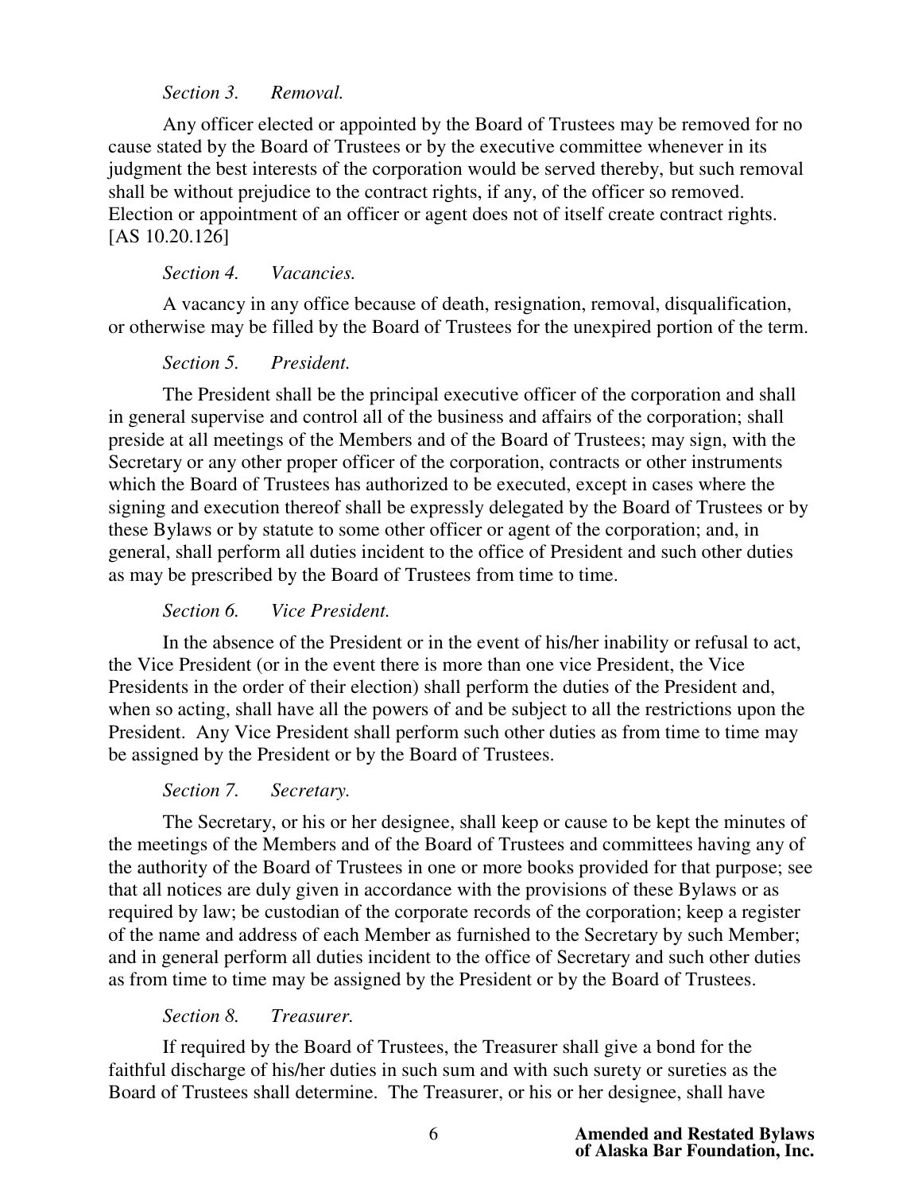*Section 3. Removal.*

Any officer elected or appointed by the Board of Trustees may be removed for no cause stated by the Board of Trustees or by the executive committee whenever in its judgment the best interests of the corporation would be served thereby, but such removal shall be without prejudice to the contract rights, if any, of the officer so removed. Election or appointment of an officer or agent does not of itself create contract rights. [AS 10.20.126]

*Section 4. Vacancies.*

A vacancy in any office because of death, resignation, removal, disqualification, or otherwise may be filled by the Board of Trustees for the unexpired portion of the term.

*Section 5. President.*

The President shall be the principal executive officer of the corporation and shall in general supervise and control all of the business and affairs of the corporation; shall preside at all meetings of the Members and of the Board of Trustees; may sign, with the Secretary or any other proper officer of the corporation, contracts or other instruments which the Board of Trustees has authorized to be executed, except in cases where the signing and execution thereof shall be expressly delegated by the Board of Trustees or by these Bylaws or by statute to some other officer or agent of the corporation; and, in general, shall perform all duties incident to the office of President and such other duties as may be prescribed by the Board of Trustees from time to time.

*Section 6. Vice President.*

In the absence of the President or in the event of his/her inability or refusal to act, the Vice President (or in the event there is more than one vice President, the Vice Presidents in the order of their election) shall perform the duties of the President and, when so acting, shall have all the powers of and be subject to all the restrictions upon the President. Any Vice President shall perform such other duties as from time to time may be assigned by the President or by the Board of Trustees.

*Section 7. Secretary.*

The Secretary, or his or her designee, shall keep or cause to be kept the minutes of the meetings of the Members and of the Board of Trustees and committees having any of the authority of the Board of Trustees in one or more books provided for that purpose; see that all notices are duly given in accordance with the provisions of these Bylaws or as required by law; be custodian of the corporate records of the corporation; keep a register of the name and address of each Member as furnished to the Secretary by such Member; and in general perform all duties incident to the office of Secretary and such other duties as from time to time may be assigned by the President or by the Board of Trustees.

*Section 8. Treasurer.*

If required by the Board of Trustees, the Treasurer shall give a bond for the faithful discharge of his/her duties in such sum and with such surety or sureties as the Board of Trustees shall determine. The Treasurer, or his or her designee, shall have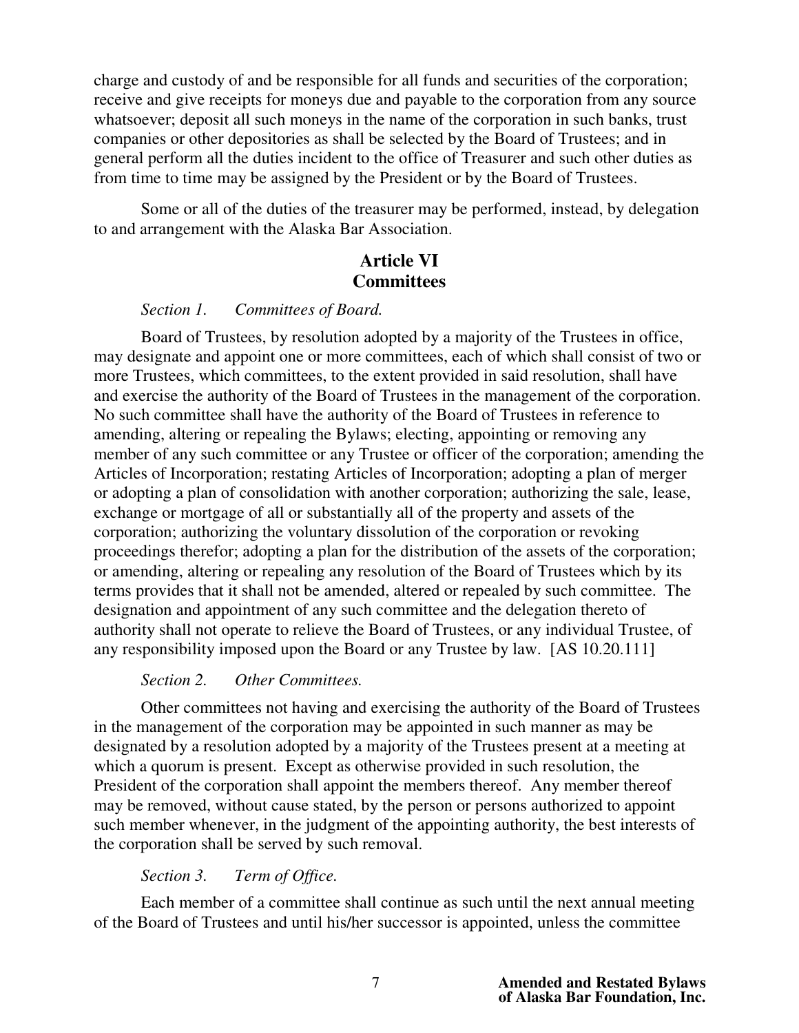charge and custody of and be responsible for all funds and securities of the corporation; receive and give receipts for moneys due and payable to the corporation from any source whatsoever; deposit all such moneys in the name of the corporation in such banks, trust companies or other depositories as shall be selected by the Board of Trustees; and in general perform all the duties incident to the office of Treasurer and such other duties as from time to time may be assigned by the President or by the Board of Trustees.

Some or all of the duties of the treasurer may be performed, instead, by delegation to and arrangement with the Alaska Bar Association.

## Article VI
## Committees

*Section 1. Committees of Board.*

Board of Trustees, by resolution adopted by a majority of the Trustees in office, may designate and appoint one or more committees, each of which shall consist of two or more Trustees, which committees, to the extent provided in said resolution, shall have and exercise the authority of the Board of Trustees in the management of the corporation. No such committee shall have the authority of the Board of Trustees in reference to amending, altering or repealing the Bylaws; electing, appointing or removing any member of any such committee or any Trustee or officer of the corporation; amending the Articles of Incorporation; restating Articles of Incorporation; adopting a plan of merger or adopting a plan of consolidation with another corporation; authorizing the sale, lease, exchange or mortgage of all or substantially all of the property and assets of the corporation; authorizing the voluntary dissolution of the corporation or revoking proceedings therefor; adopting a plan for the distribution of the assets of the corporation; or amending, altering or repealing any resolution of the Board of Trustees which by its terms provides that it shall not be amended, altered or repealed by such committee. The designation and appointment of any such committee and the delegation thereto of authority shall not operate to relieve the Board of Trustees, or any individual Trustee, of any responsibility imposed upon the Board or any Trustee by law. [AS 10.20.111]

*Section 2. Other Committees.*

Other committees not having and exercising the authority of the Board of Trustees in the management of the corporation may be appointed in such manner as may be designated by a resolution adopted by a majority of the Trustees present at a meeting at which a quorum is present. Except as otherwise provided in such resolution, the President of the corporation shall appoint the members thereof. Any member thereof may be removed, without cause stated, by the person or persons authorized to appoint such member whenever, in the judgment of the appointing authority, the best interests of the corporation shall be served by such removal.

*Section 3. Term of Office.*

Each member of a committee shall continue as such until the next annual meeting of the Board of Trustees and until his/her successor is appointed, unless the committee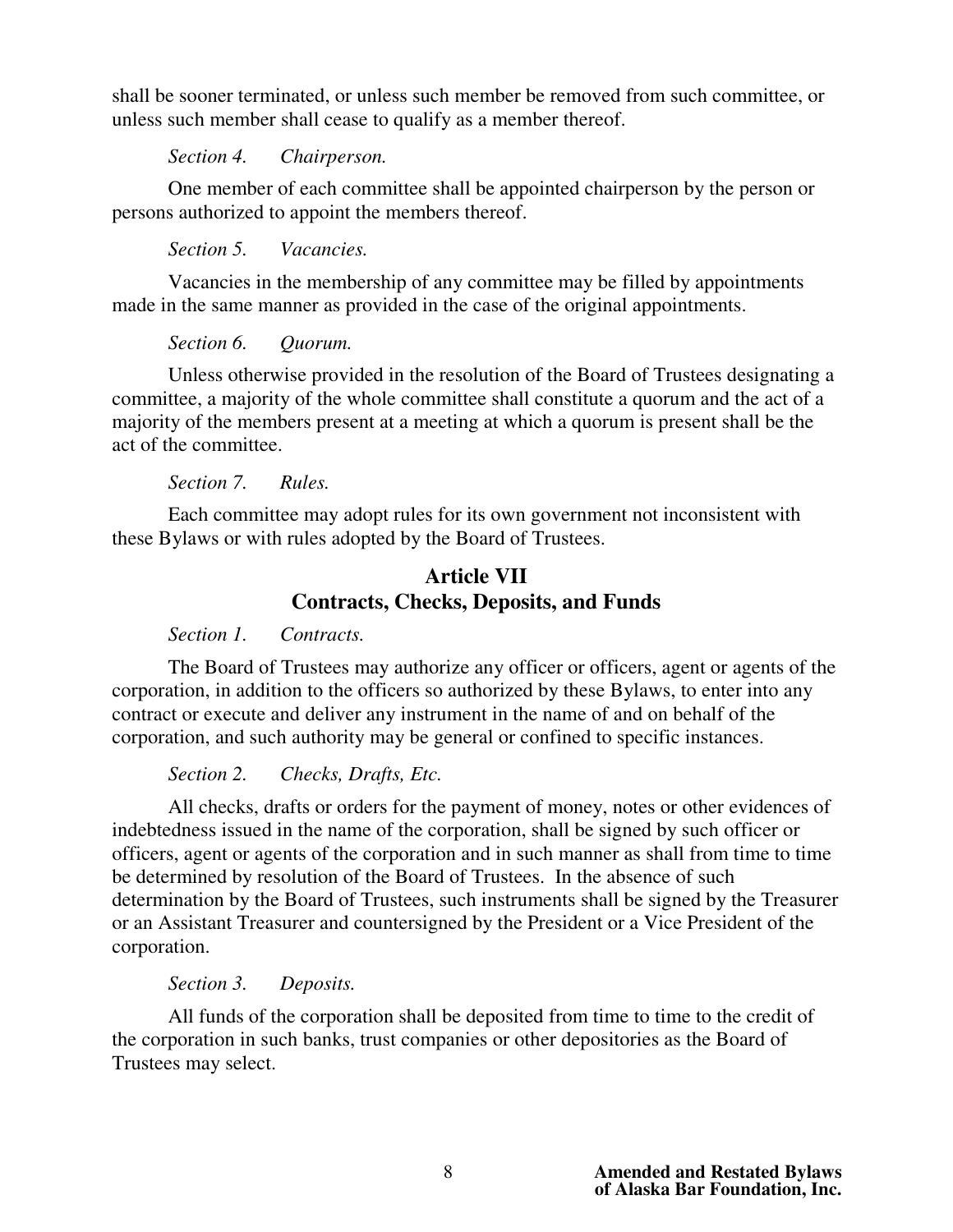shall be sooner terminated, or unless such member be removed from such committee, or unless such member shall cease to qualify as a member thereof.

*Section 4. Chairperson.*

One member of each committee shall be appointed chairperson by the person or persons authorized to appoint the members thereof.

*Section 5. Vacancies.*

Vacancies in the membership of any committee may be filled by appointments made in the same manner as provided in the case of the original appointments.

*Section 6. Quorum.*

Unless otherwise provided in the resolution of the Board of Trustees designating a committee, a majority of the whole committee shall constitute a quorum and the act of a majority of the members present at a meeting at which a quorum is present shall be the act of the committee.

*Section 7. Rules.*

Each committee may adopt rules for its own government not inconsistent with these Bylaws or with rules adopted by the Board of Trustees.

## Article VII
## Contracts, Checks, Deposits, and Funds

*Section 1. Contracts.*

The Board of Trustees may authorize any officer or officers, agent or agents of the corporation, in addition to the officers so authorized by these Bylaws, to enter into any contract or execute and deliver any instrument in the name of and on behalf of the corporation, and such authority may be general or confined to specific instances.

*Section 2. Checks, Drafts, Etc.*

All checks, drafts or orders for the payment of money, notes or other evidences of indebtedness issued in the name of the corporation, shall be signed by such officer or officers, agent or agents of the corporation and in such manner as shall from time to time be determined by resolution of the Board of Trustees. In the absence of such determination by the Board of Trustees, such instruments shall be signed by the Treasurer or an Assistant Treasurer and countersigned by the President or a Vice President of the corporation.

*Section 3. Deposits.*

All funds of the corporation shall be deposited from time to time to the credit of the corporation in such banks, trust companies or other depositories as the Board of Trustees may select.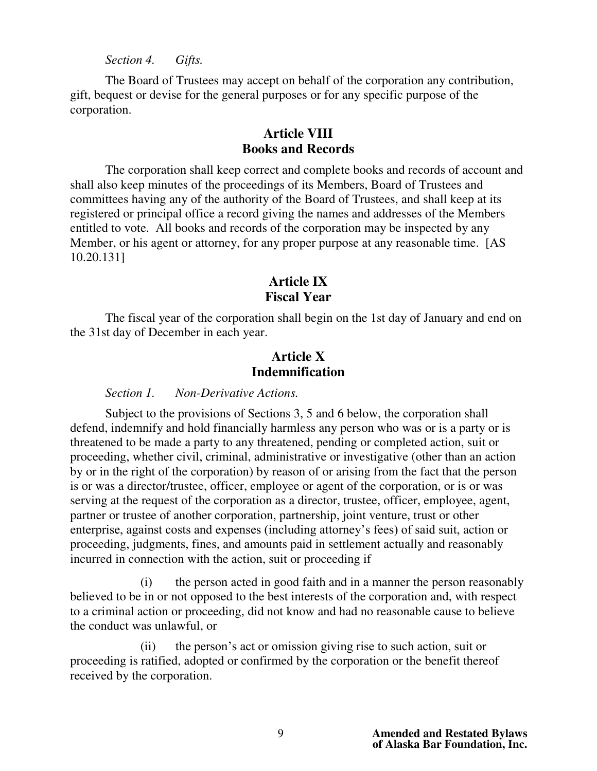*Section 4. Gifts.*

The Board of Trustees may accept on behalf of the corporation any contribution, gift, bequest or devise for the general purposes or for any specific purpose of the corporation.

## Article VIII
## Books and Records

The corporation shall keep correct and complete books and records of account and shall also keep minutes of the proceedings of its Members, Board of Trustees and committees having any of the authority of the Board of Trustees, and shall keep at its registered or principal office a record giving the names and addresses of the Members entitled to vote. All books and records of the corporation may be inspected by any Member, or his agent or attorney, for any proper purpose at any reasonable time. [AS 10.20.131]

## Article IX
## Fiscal Year

The fiscal year of the corporation shall begin on the 1st day of January and end on the 31st day of December in each year.

## Article X
## Indemnification

*Section 1. Non-Derivative Actions.*

Subject to the provisions of Sections 3, 5 and 6 below, the corporation shall defend, indemnify and hold financially harmless any person who was or is a party or is threatened to be made a party to any threatened, pending or completed action, suit or proceeding, whether civil, criminal, administrative or investigative (other than an action by or in the right of the corporation) by reason of or arising from the fact that the person is or was a director/trustee, officer, employee or agent of the corporation, or is or was serving at the request of the corporation as a director, trustee, officer, employee, agent, partner or trustee of another corporation, partnership, joint venture, trust or other enterprise, against costs and expenses (including attorney's fees) of said suit, action or proceeding, judgments, fines, and amounts paid in settlement actually and reasonably incurred in connection with the action, suit or proceeding if

(i) the person acted in good faith and in a manner the person reasonably believed to be in or not opposed to the best interests of the corporation and, with respect to a criminal action or proceeding, did not know and had no reasonable cause to believe the conduct was unlawful, or

(ii) the person's act or omission giving rise to such action, suit or proceeding is ratified, adopted or confirmed by the corporation or the benefit thereof received by the corporation.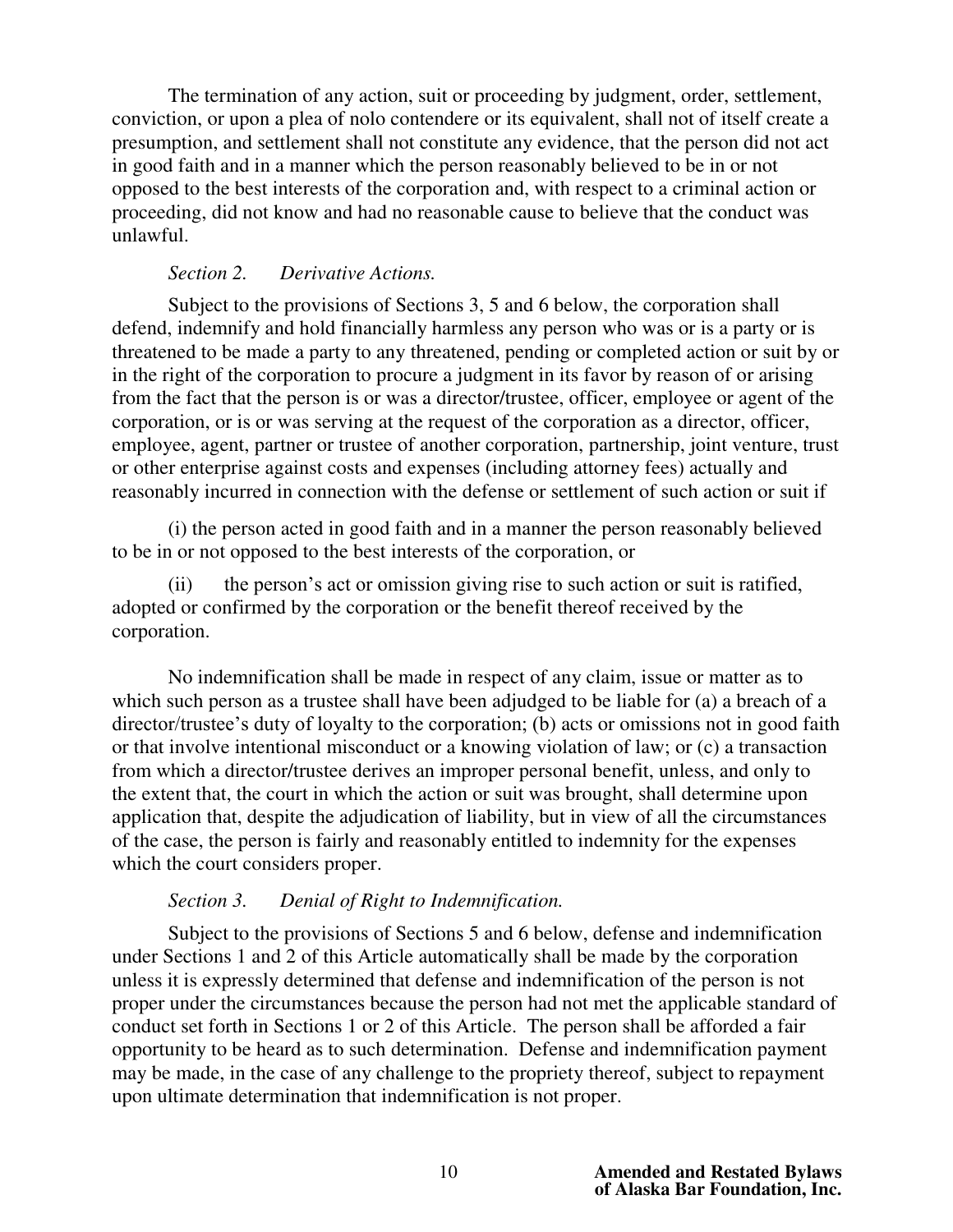The termination of any action, suit or proceeding by judgment, order, settlement, conviction, or upon a plea of nolo contendere or its equivalent, shall not of itself create a presumption, and settlement shall not constitute any evidence, that the person did not act in good faith and in a manner which the person reasonably believed to be in or not opposed to the best interests of the corporation and, with respect to a criminal action or proceeding, did not know and had no reasonable cause to believe that the conduct was unlawful.

*Section 2. Derivative Actions.*

Subject to the provisions of Sections 3, 5 and 6 below, the corporation shall defend, indemnify and hold financially harmless any person who was or is a party or is threatened to be made a party to any threatened, pending or completed action or suit by or in the right of the corporation to procure a judgment in its favor by reason of or arising from the fact that the person is or was a director/trustee, officer, employee or agent of the corporation, or is or was serving at the request of the corporation as a director, officer, employee, agent, partner or trustee of another corporation, partnership, joint venture, trust or other enterprise against costs and expenses (including attorney fees) actually and reasonably incurred in connection with the defense or settlement of such action or suit if

(i) the person acted in good faith and in a manner the person reasonably believed to be in or not opposed to the best interests of the corporation, or

(ii) the person's act or omission giving rise to such action or suit is ratified, adopted or confirmed by the corporation or the benefit thereof received by the corporation.

No indemnification shall be made in respect of any claim, issue or matter as to which such person as a trustee shall have been adjudged to be liable for (a) a breach of a director/trustee's duty of loyalty to the corporation; (b) acts or omissions not in good faith or that involve intentional misconduct or a knowing violation of law; or (c) a transaction from which a director/trustee derives an improper personal benefit, unless, and only to the extent that, the court in which the action or suit was brought, shall determine upon application that, despite the adjudication of liability, but in view of all the circumstances of the case, the person is fairly and reasonably entitled to indemnity for the expenses which the court considers proper.

*Section 3. Denial of Right to Indemnification.*

Subject to the provisions of Sections 5 and 6 below, defense and indemnification under Sections 1 and 2 of this Article automatically shall be made by the corporation unless it is expressly determined that defense and indemnification of the person is not proper under the circumstances because the person had not met the applicable standard of conduct set forth in Sections 1 or 2 of this Article. The person shall be afforded a fair opportunity to be heard as to such determination. Defense and indemnification payment may be made, in the case of any challenge to the propriety thereof, subject to repayment upon ultimate determination that indemnification is not proper.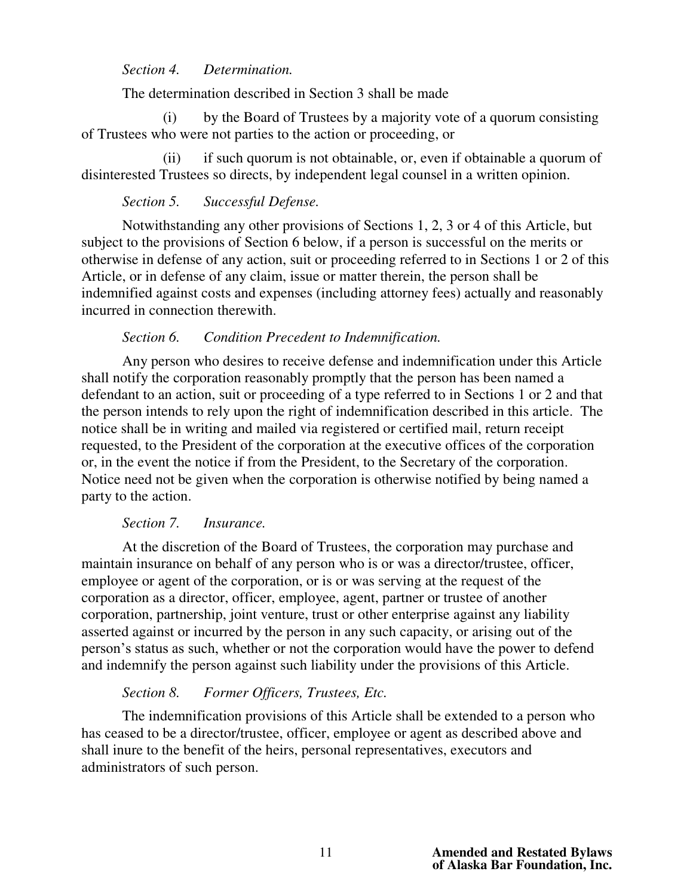*Section 4. Determination.*

The determination described in Section 3 shall be made

(i) by the Board of Trustees by a majority vote of a quorum consisting of Trustees who were not parties to the action or proceeding, or

(ii) if such quorum is not obtainable, or, even if obtainable a quorum of disinterested Trustees so directs, by independent legal counsel in a written opinion.

*Section 5. Successful Defense.*

Notwithstanding any other provisions of Sections 1, 2, 3 or 4 of this Article, but subject to the provisions of Section 6 below, if a person is successful on the merits or otherwise in defense of any action, suit or proceeding referred to in Sections 1 or 2 of this Article, or in defense of any claim, issue or matter therein, the person shall be indemnified against costs and expenses (including attorney fees) actually and reasonably incurred in connection therewith.

*Section 6. Condition Precedent to Indemnification.*

Any person who desires to receive defense and indemnification under this Article shall notify the corporation reasonably promptly that the person has been named a defendant to an action, suit or proceeding of a type referred to in Sections 1 or 2 and that the person intends to rely upon the right of indemnification described in this article. The notice shall be in writing and mailed via registered or certified mail, return receipt requested, to the President of the corporation at the executive offices of the corporation or, in the event the notice if from the President, to the Secretary of the corporation. Notice need not be given when the corporation is otherwise notified by being named a party to the action.

*Section 7. Insurance.*

At the discretion of the Board of Trustees, the corporation may purchase and maintain insurance on behalf of any person who is or was a director/trustee, officer, employee or agent of the corporation, or is or was serving at the request of the corporation as a director, officer, employee, agent, partner or trustee of another corporation, partnership, joint venture, trust or other enterprise against any liability asserted against or incurred by the person in any such capacity, or arising out of the person's status as such, whether or not the corporation would have the power to defend and indemnify the person against such liability under the provisions of this Article.

*Section 8. Former Officers, Trustees, Etc.*

The indemnification provisions of this Article shall be extended to a person who has ceased to be a director/trustee, officer, employee or agent as described above and shall inure to the benefit of the heirs, personal representatives, executors and administrators of such person.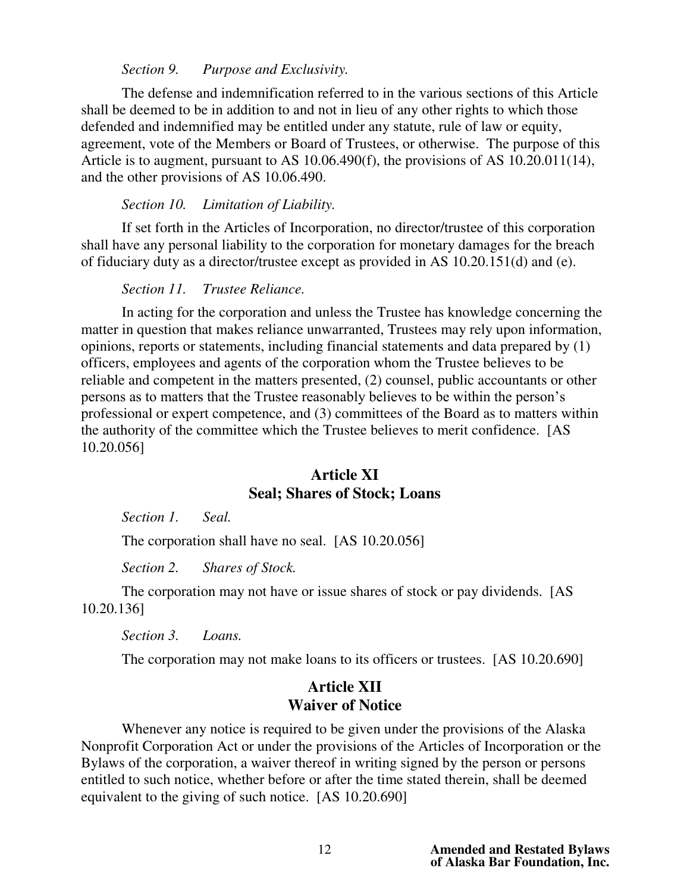*Section 9. Purpose and Exclusivity.*

The defense and indemnification referred to in the various sections of this Article shall be deemed to be in addition to and not in lieu of any other rights to which those defended and indemnified may be entitled under any statute, rule of law or equity, agreement, vote of the Members or Board of Trustees, or otherwise. The purpose of this Article is to augment, pursuant to AS 10.06.490(f), the provisions of AS 10.20.011(14), and the other provisions of AS 10.06.490.

*Section 10. Limitation of Liability.*

If set forth in the Articles of Incorporation, no director/trustee of this corporation shall have any personal liability to the corporation for monetary damages for the breach of fiduciary duty as a director/trustee except as provided in AS 10.20.151(d) and (e).

*Section 11. Trustee Reliance.*

In acting for the corporation and unless the Trustee has knowledge concerning the matter in question that makes reliance unwarranted, Trustees may rely upon information, opinions, reports or statements, including financial statements and data prepared by (1) officers, employees and agents of the corporation whom the Trustee believes to be reliable and competent in the matters presented, (2) counsel, public accountants or other persons as to matters that the Trustee reasonably believes to be within the person's professional or expert competence, and (3) committees of the Board as to matters within the authority of the committee which the Trustee believes to merit confidence. [AS 10.20.056]

## Article XI
## Seal; Shares of Stock; Loans

*Section 1. Seal.*

The corporation shall have no seal. [AS 10.20.056]

*Section 2. Shares of Stock.*

The corporation may not have or issue shares of stock or pay dividends. [AS 10.20.136]

*Section 3. Loans.*

The corporation may not make loans to its officers or trustees. [AS 10.20.690]

## Article XII
## Waiver of Notice

Whenever any notice is required to be given under the provisions of the Alaska Nonprofit Corporation Act or under the provisions of the Articles of Incorporation or the Bylaws of the corporation, a waiver thereof in writing signed by the person or persons entitled to such notice, whether before or after the time stated therein, shall be deemed equivalent to the giving of such notice. [AS 10.20.690]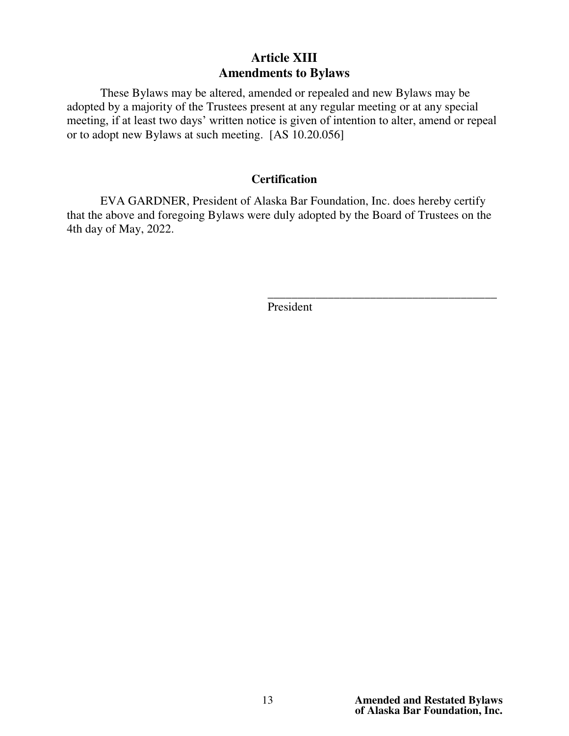## Article XIII
## Amendments to Bylaws

These Bylaws may be altered, amended or repealed and new Bylaws may be adopted by a majority of the Trustees present at any regular meeting or at any special meeting, if at least two days' written notice is given of intention to alter, amend or repeal or to adopt new Bylaws at such meeting. [AS 10.20.056]

## Certification

EVA GARDNER, President of Alaska Bar Foundation, Inc. does hereby certify that the above and foregoing Bylaws were duly adopted by the Board of Trustees on the 4th day of May, 2022.

\_\_\_\_\_\_\_\_\_\_\_\_\_\_\_\_\_\_\_\_\_\_\_\_\_\_\_\_\_\_\_\_\_\_\_\_\_\_\_\_
President